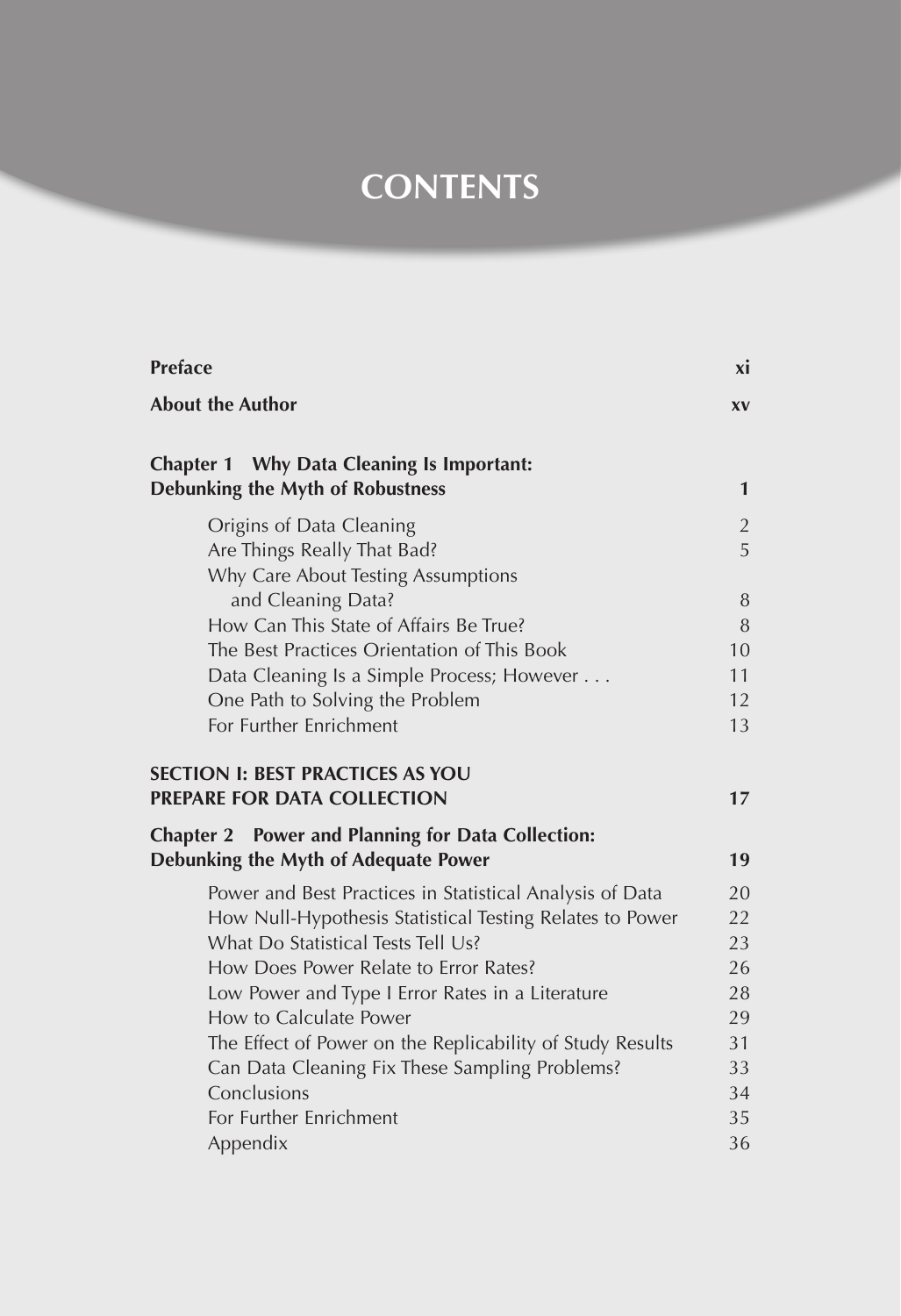# CONTENTS

| | |
|---|---|
| **Preface** | **xi** |
| **About the Author** | **xv** |
| **Chapter 1 Why Data Cleaning Is Important: Debunking the Myth of Robustness** | **1** |
| Origins of Data Cleaning | 2 |
| Are Things Really That Bad? | 5 |
| Why Care About Testing Assumptions and Cleaning Data? | 8 |
| How Can This State of Affairs Be True? | 8 |
| The Best Practices Orientation of This Book | 10 |
| Data Cleaning Is a Simple Process; However . . . | 11 |
| One Path to Solving the Problem | 12 |
| For Further Enrichment | 13 |
| **SECTION I: BEST PRACTICES AS YOU PREPARE FOR DATA COLLECTION** | **17** |
| **Chapter 2 Power and Planning for Data Collection: Debunking the Myth of Adequate Power** | **19** |
| Power and Best Practices in Statistical Analysis of Data | 20 |
| How Null-Hypothesis Statistical Testing Relates to Power | 22 |
| What Do Statistical Tests Tell Us? | 23 |
| How Does Power Relate to Error Rates? | 26 |
| Low Power and Type I Error Rates in a Literature | 28 |
| How to Calculate Power | 29 |
| The Effect of Power on the Replicability of Study Results | 31 |
| Can Data Cleaning Fix These Sampling Problems? | 33 |
| Conclusions | 34 |
| For Further Enrichment | 35 |
| Appendix | 36 |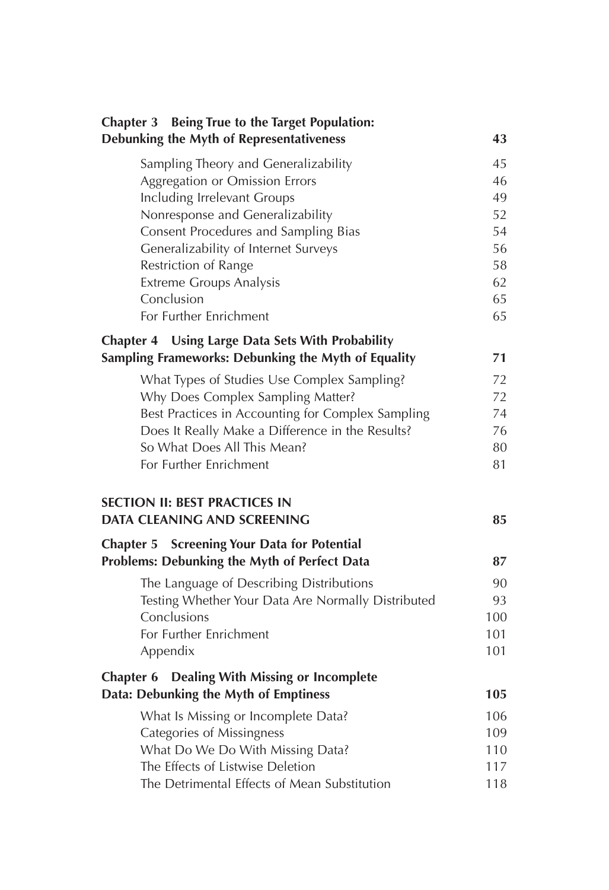**Chapter 3 Being True to the Target Population: Debunking the Myth of Representativeness** 43

- Sampling Theory and Generalizability 45
- Aggregation or Omission Errors 46
- Including Irrelevant Groups 49
- Nonresponse and Generalizability 52
- Consent Procedures and Sampling Bias 54
- Generalizability of Internet Surveys 56
- Restriction of Range 58
- Extreme Groups Analysis 62
- Conclusion 65
- For Further Enrichment 65

**Chapter 4 Using Large Data Sets With Probability Sampling Frameworks: Debunking the Myth of Equality** 71

- What Types of Studies Use Complex Sampling? 72
- Why Does Complex Sampling Matter? 72
- Best Practices in Accounting for Complex Sampling 74
- Does It Really Make a Difference in the Results? 76
- So What Does All This Mean? 80
- For Further Enrichment 81

**SECTION II: BEST PRACTICES IN DATA CLEANING AND SCREENING** 85

**Chapter 5 Screening Your Data for Potential Problems: Debunking the Myth of Perfect Data** 87

- The Language of Describing Distributions 90
- Testing Whether Your Data Are Normally Distributed 93
- Conclusions 100
- For Further Enrichment 101
- Appendix 101

**Chapter 6 Dealing With Missing or Incomplete Data: Debunking the Myth of Emptiness** 105

- What Is Missing or Incomplete Data? 106
- Categories of Missingness 109
- What Do We Do With Missing Data? 110
- The Effects of Listwise Deletion 117
- The Detrimental Effects of Mean Substitution 118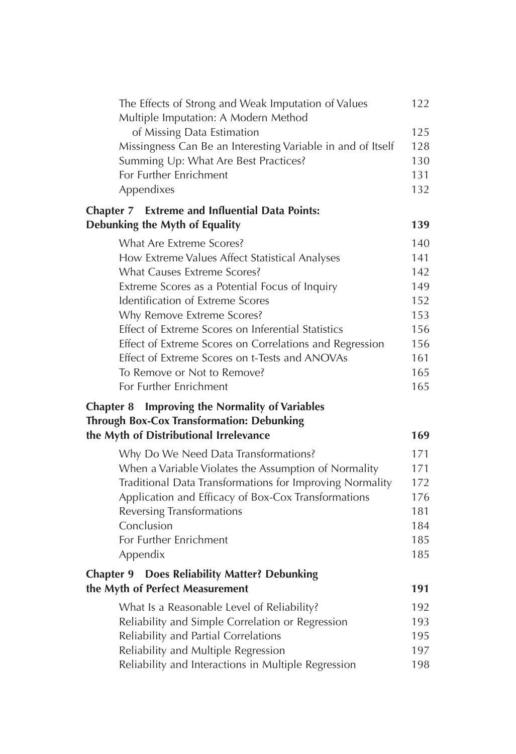| | |
|---|---|
| The Effects of Strong and Weak Imputation of Values | 122 |
| Multiple Imputation: A Modern Method of Missing Data Estimation | 125 |
| Missingness Can Be an Interesting Variable in and of Itself | 128 |
| Summing Up: What Are Best Practices? | 130 |
| For Further Enrichment | 131 |
| Appendixes | 132 |

**Chapter 7 Extreme and Influential Data Points: Debunking the Myth of Equality** **139**

| | |
|---|---|
| What Are Extreme Scores? | 140 |
| How Extreme Values Affect Statistical Analyses | 141 |
| What Causes Extreme Scores? | 142 |
| Extreme Scores as a Potential Focus of Inquiry | 149 |
| Identification of Extreme Scores | 152 |
| Why Remove Extreme Scores? | 153 |
| Effect of Extreme Scores on Inferential Statistics | 156 |
| Effect of Extreme Scores on Correlations and Regression | 156 |
| Effect of Extreme Scores on t-Tests and ANOVAs | 161 |
| To Remove or Not to Remove? | 165 |
| For Further Enrichment | 165 |

**Chapter 8 Improving the Normality of Variables Through Box-Cox Transformation: Debunking the Myth of Distributional Irrelevance** **169**

| | |
|---|---|
| Why Do We Need Data Transformations? | 171 |
| When a Variable Violates the Assumption of Normality | 171 |
| Traditional Data Transformations for Improving Normality | 172 |
| Application and Efficacy of Box-Cox Transformations | 176 |
| Reversing Transformations | 181 |
| Conclusion | 184 |
| For Further Enrichment | 185 |
| Appendix | 185 |

**Chapter 9 Does Reliability Matter? Debunking the Myth of Perfect Measurement** **191**

| | |
|---|---|
| What Is a Reasonable Level of Reliability? | 192 |
| Reliability and Simple Correlation or Regression | 193 |
| Reliability and Partial Correlations | 195 |
| Reliability and Multiple Regression | 197 |
| Reliability and Interactions in Multiple Regression | 198 |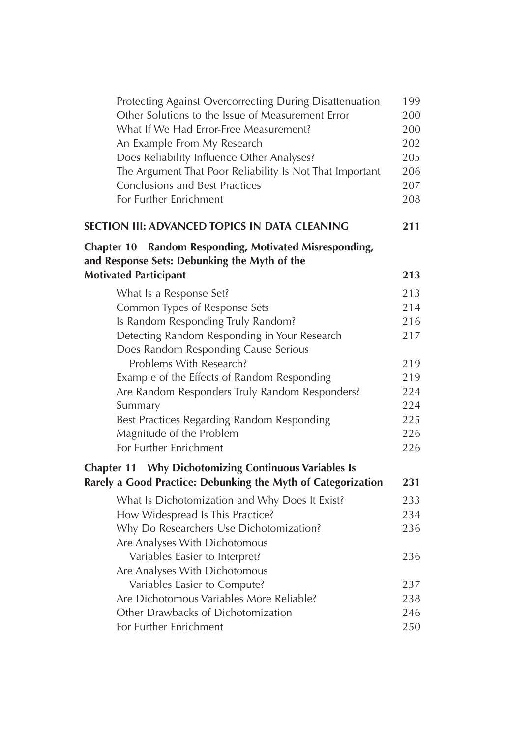| | |
|---|---|
| Protecting Against Overcorrecting During Disattenuation | 199 |
| Other Solutions to the Issue of Measurement Error | 200 |
| What If We Had Error-Free Measurement? | 200 |
| An Example From My Research | 202 |
| Does Reliability Influence Other Analyses? | 205 |
| The Argument That Poor Reliability Is Not That Important | 206 |
| Conclusions and Best Practices | 207 |
| For Further Enrichment | 208 |

**SECTION III: ADVANCED TOPICS IN DATA CLEANING** 211

**Chapter 10 Random Responding, Motivated Misresponding, and Response Sets: Debunking the Myth of the Motivated Participant** 213

| | |
|---|---|
| What Is a Response Set? | 213 |
| Common Types of Response Sets | 214 |
| Is Random Responding Truly Random? | 216 |
| Detecting Random Responding in Your Research | 217 |
| Does Random Responding Cause Serious Problems With Research? | 219 |
| Example of the Effects of Random Responding | 219 |
| Are Random Responders Truly Random Responders? | 224 |
| Summary | 224 |
| Best Practices Regarding Random Responding | 225 |
| Magnitude of the Problem | 226 |
| For Further Enrichment | 226 |

**Chapter 11 Why Dichotomizing Continuous Variables Is Rarely a Good Practice: Debunking the Myth of Categorization** 231

| | |
|---|---|
| What Is Dichotomization and Why Does It Exist? | 233 |
| How Widespread Is This Practice? | 234 |
| Why Do Researchers Use Dichotomization? | 236 |
| Are Analyses With Dichotomous Variables Easier to Interpret? | 236 |
| Are Analyses With Dichotomous Variables Easier to Compute? | 237 |
| Are Dichotomous Variables More Reliable? | 238 |
| Other Drawbacks of Dichotomization | 246 |
| For Further Enrichment | 250 |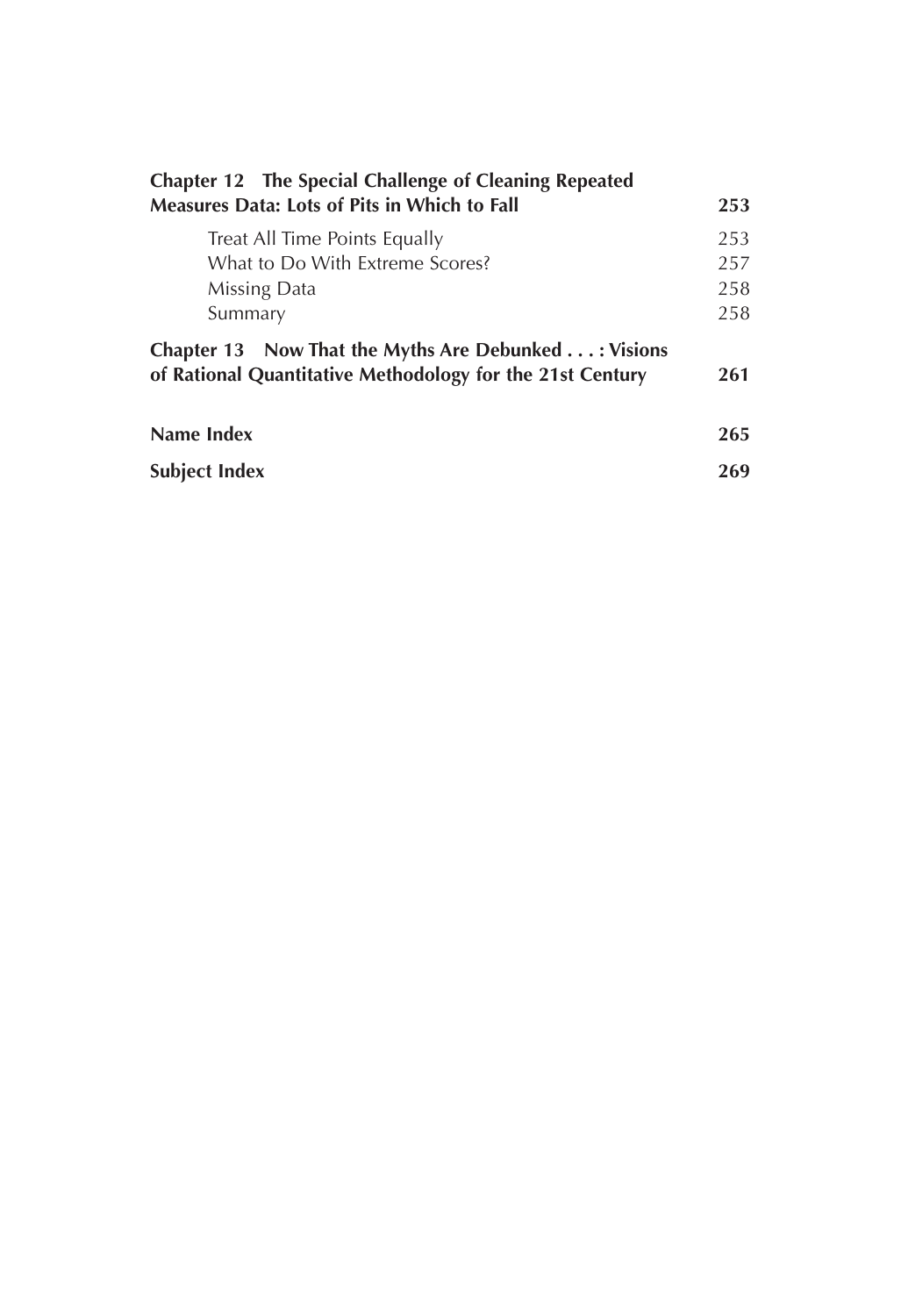**Chapter 12 The Special Challenge of Cleaning Repeated Measures Data: Lots of Pits in Which to Fall** **253**

- Treat All Time Points Equally 253
- What to Do With Extreme Scores? 257
- Missing Data 258
- Summary 258

**Chapter 13 Now That the Myths Are Debunked . . . : Visions of Rational Quantitative Methodology for the 21st Century** **261**

**Name Index** **265**

**Subject Index** **269**